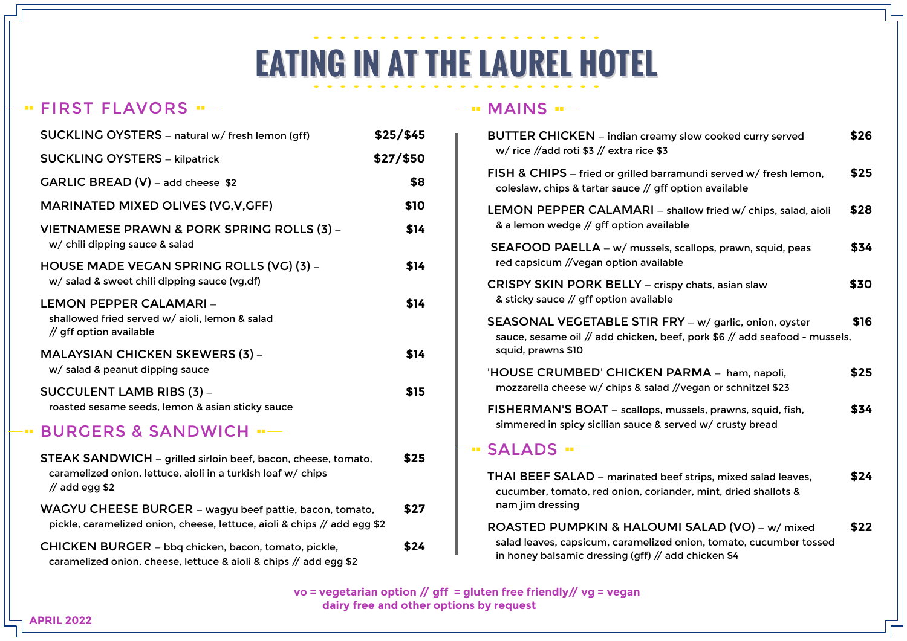# EATING IN AT THE LAUREL HOTEL

## FIRST FLAVORS

**SUCKLING OYSTERS** – natural w/ fresh lemon (gff) **$25/$45**

**SUCKLING OYSTERS** – kilpatrick **$27/$50**

**GARLIC BREAD (V)** – add cheese $2 **$8**

**MARINATED MIXED OLIVES (VG,V,GFF)** **$10**

**VIETNAMESE PRAWN & PORK SPRING ROLLS (3)** – w/ chili dipping sauce & salad **$14**

**HOUSE MADE VEGAN SPRING ROLLS (VG) (3)** – w/ salad & sweet chili dipping sauce (vg,df) **$14**

**LEMON PEPPER CALAMARI** – shallowed fried served w/ aioli, lemon & salad // gff option available **$14**

**MALAYSIAN CHICKEN SKEWERS (3)** – w/ salad & peanut dipping sauce **$14**

**SUCCULENT LAMB RIBS (3)** – roasted sesame seeds, lemon & asian sticky sauce **$15**

## BURGERS & SANDWICH

**STEAK SANDWICH** – grilled sirloin beef, bacon, cheese, tomato, caramelized onion, lettuce, aioli in a turkish loaf w/ chips // add egg $2 **$25**

**WAGYU CHEESE BURGER** – wagyu beef pattie, bacon, tomato, pickle, caramelized onion, cheese, lettuce, aioli & chips // add egg $2 **$27**

**CHICKEN BURGER** – bbq chicken, bacon, tomato, pickle, caramelized onion, cheese, lettuce & aioli & chips // add egg $2 **$24**

## MAINS

**BUTTER CHICKEN** – indian creamy slow cooked curry served w/ rice //add roti $3 // extra rice $3 **$26**

**FISH & CHIPS** – fried or grilled barramundi served w/ fresh lemon, coleslaw, chips & tartar sauce // gff option available **$25**

**LEMON PEPPER CALAMARI** – shallow fried w/ chips, salad, aioli & a lemon wedge // gff option available **$28**

**SEAFOOD PAELLA** – w/ mussels, scallops, prawn, squid, peas red capsicum //vegan option available **$34**

**CRISPY SKIN PORK BELLY** – crispy chats, asian slaw & sticky sauce // gff option available **$30**

**SEASONAL VEGETABLE STIR FRY** – w/ garlic, onion, oyster sauce, sesame oil // add chicken, beef, pork $6 // add seafood - mussels, squid, prawns $10 **$16**

**'HOUSE CRUMBED' CHICKEN PARMA** – ham, napoli, mozzarella cheese w/ chips & salad //vegan or schnitzel $23 **$25**

**FISHERMAN'S BOAT** – scallops, mussels, prawns, squid, fish, simmered in spicy sicilian sauce & served w/ crusty bread **$34**

## SALADS

**THAI BEEF SALAD** – marinated beef strips, mixed salad leaves, cucumber, tomato, red onion, coriander, mint, dried shallots & nam jim dressing **$24**

**ROASTED PUMPKIN & HALOUMI SALAD (VO)** – w/ mixed salad leaves, capsicum, caramelized onion, tomato, cucumber tossed in honey balsamic dressing (gff) // add chicken $4 **$22**

vo = vegetarian option // gff = gluten free friendly// vg = vegan
dairy free and other options by request

APRIL 2022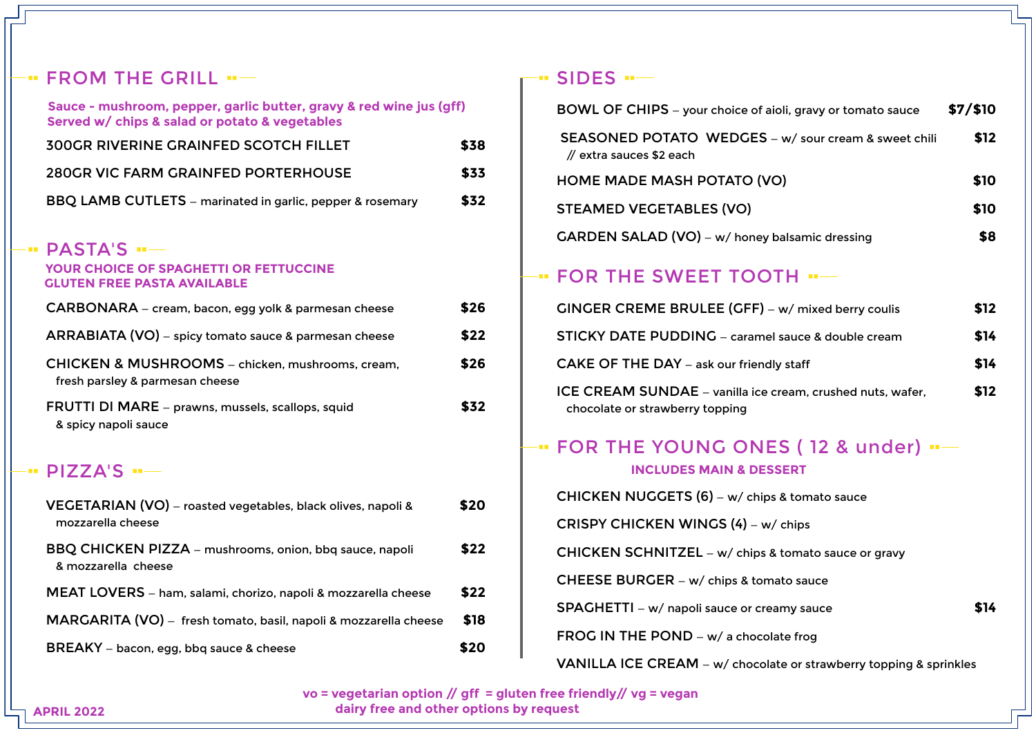## FROM THE GRILL

**Sauce - mushroom, pepper, garlic butter, gravy & red wine jus (gff)**
**Served w/ chips & salad or potato & vegetables**

| | |
|---|---|
| 300GR RIVERINE GRAINFED SCOTCH FILLET | **$38** |
| 280GR VIC FARM GRAINFED PORTERHOUSE | **$33** |
| BBQ LAMB CUTLETS – marinated in garlic, pepper & rosemary | **$32** |

## PASTA'S

**YOUR CHOICE OF SPAGHETTI OR FETTUCCINE**
**GLUTEN FREE PASTA AVAILABLE**

| | |
|---|---|
| CARBONARA – cream, bacon, egg yolk & parmesan cheese | **$26** |
| ARRABIATA (VO) – spicy tomato sauce & parmesan cheese | **$22** |
| CHICKEN & MUSHROOMS – chicken, mushrooms, cream, fresh parsley & parmesan cheese | **$26** |
| FRUTTI DI MARE – prawns, mussels, scallops, squid & spicy napoli sauce | **$32** |

## PIZZA'S

| | |
|---|---|
| VEGETARIAN (VO) – roasted vegetables, black olives, napoli & mozzarella cheese | **$20** |
| BBQ CHICKEN PIZZA – mushrooms, onion, bbq sauce, napoli & mozzarella cheese | **$22** |
| MEAT LOVERS – ham, salami, chorizo, napoli & mozzarella cheese | **$22** |
| MARGARITA (VO) – fresh tomato, basil, napoli & mozzarella cheese | **$18** |
| BREAKY – bacon, egg, bbq sauce & cheese | **$20** |

## SIDES

| | |
|---|---|
| BOWL OF CHIPS – your choice of aioli, gravy or tomato sauce | **$7/$10** |
| SEASONED POTATO WEDGES – w/ sour cream & sweet chili // extra sauces $2 each | **$12** |
| HOME MADE MASH POTATO (VO) | **$10** |
| STEAMED VEGETABLES (VO) | **$10** |
| GARDEN SALAD (VO) – w/ honey balsamic dressing | **$8** |

## FOR THE SWEET TOOTH

| | |
|---|---|
| GINGER CREME BRULEE (GFF) – w/ mixed berry coulis | **$12** |
| STICKY DATE PUDDING – caramel sauce & double cream | **$14** |
| CAKE OF THE DAY – ask our friendly staff | **$14** |
| ICE CREAM SUNDAE – vanilla ice cream, crushed nuts, wafer, chocolate or strawberry topping | **$12** |

## FOR THE YOUNG ONES ( 12 & under)

**INCLUDES MAIN & DESSERT**

| | |
|---|---|
| CHICKEN NUGGETS (6) – w/ chips & tomato sauce | |
| CRISPY CHICKEN WINGS (4) – w/ chips | |
| CHICKEN SCHNITZEL – w/ chips & tomato sauce or gravy | |
| CHEESE BURGER – w/ chips & tomato sauce | |
| SPAGHETTI – w/ napoli sauce or creamy sauce | **$14** |
| FROG IN THE POND – w/ a chocolate frog | |
| VANILLA ICE CREAM – w/ chocolate or strawberry topping & sprinkles | |

**vo = vegetarian option // gff = gluten free friendly// vg = vegan**
**dairy free and other options by request**

**APRIL 2022**